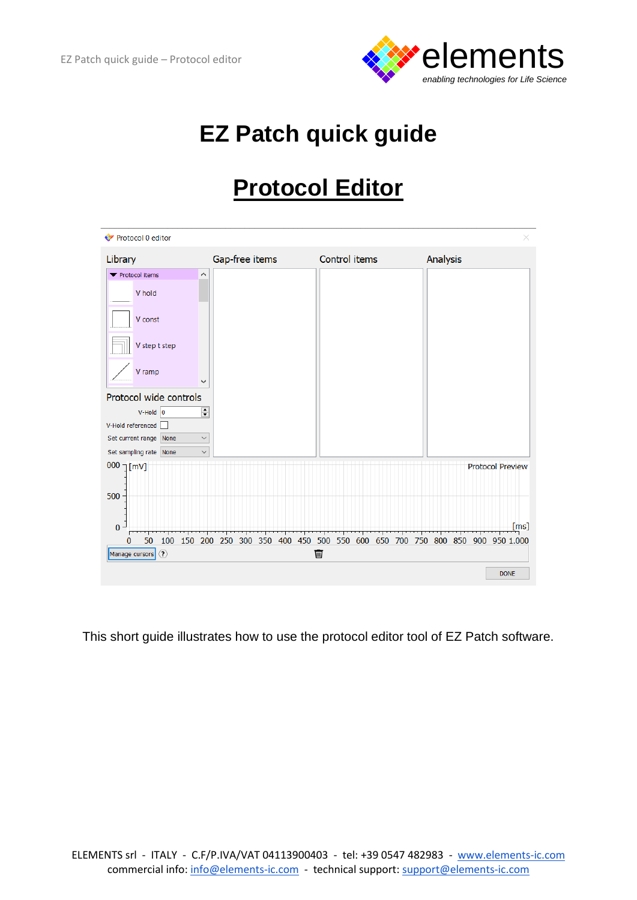# EZ Patch quick guide

## Protocol Editor

This short guide illustrates how to use the protocol editor tool of EZ Patch software.

ELEMENTS srl - ITALY - C.F/P.IVA/VAT 04113900403 - tel: +39 0547 482983 - www.elements-ic.com
commercial info: info@elements-ic.com - technical support: support@elements-ic.com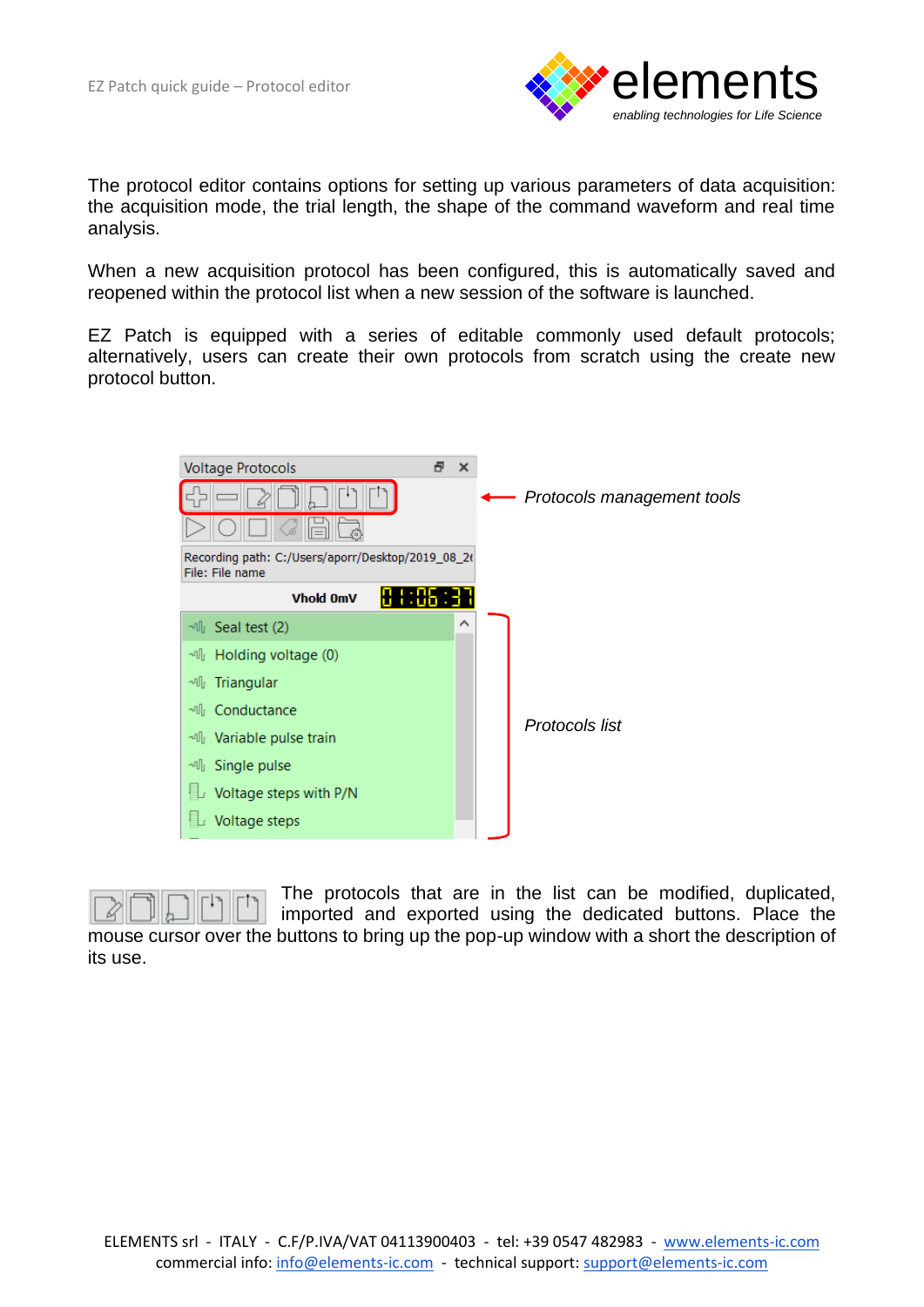The protocol editor contains options for setting up various parameters of data acquisition: the acquisition mode, the trial length, the shape of the command waveform and real time analysis.

When a new acquisition protocol has been configured, this is automatically saved and reopened within the protocol list when a new session of the software is launched.

EZ Patch is equipped with a series of editable commonly used default protocols; alternatively, users can create their own protocols from scratch using the create new protocol button.

Voltage Protocols

*Protocols management tools*

Recording path: C:/Users/aporr/Desktop/2019_08_2
File: File name

Vhold 0mV 01:06:37

- Seal test (2)
- Holding voltage (0)
- Triangular
- Conductance
- Variable pulse train
- Single pulse
- Voltage steps with P/N
- Voltage steps

*Protocols list*

The protocols that are in the list can be modified, duplicated, imported and exported using the dedicated buttons. Place the mouse cursor over the buttons to bring up the pop-up window with a short description of its use.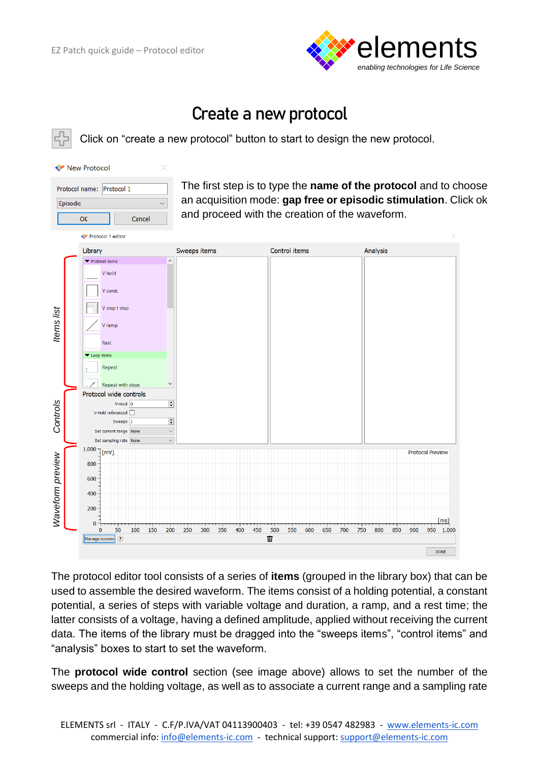# Create a new protocol

Click on "create a new protocol" button to start to design the new protocol.

The first step is to type the **name of the protocol** and to choose an acquisition mode: **gap free or episodic stimulation**. Click ok and proceed with the creation of the waveform.

The protocol editor tool consists of a series of **items** (grouped in the library box) that can be used to assemble the desired waveform. The items consist of a holding potential, a constant potential, a series of steps with variable voltage and duration, a ramp, and a rest time; the latter consists of a voltage, having a defined amplitude, applied without receiving the current data. The items of the library must be dragged into the "sweeps items", "control items" and "analysis" boxes to start to set the waveform.

The **protocol wide control** section (see image above) allows to set the number of the sweeps and the holding voltage, as well as to associate a current range and a sampling rate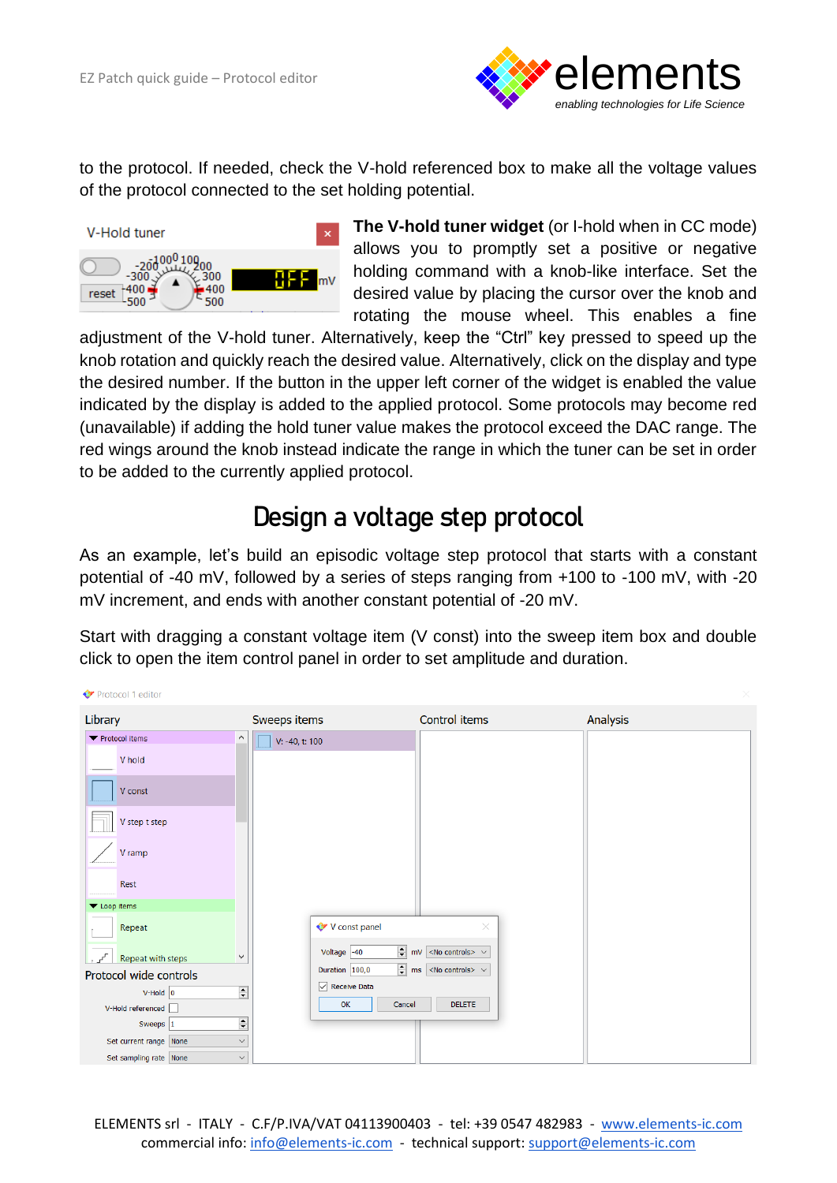to the protocol. If needed, check the V-hold referenced box to make all the voltage values of the protocol connected to the set holding potential.

**The V-hold tuner widget** (or I-hold when in CC mode) allows you to promptly set a positive or negative holding command with a knob-like interface. Set the desired value by placing the cursor over the knob and rotating the mouse wheel. This enables a fine adjustment of the V-hold tuner. Alternatively, keep the “Ctrl” key pressed to speed up the knob rotation and quickly reach the desired value. Alternatively, click on the display and type the desired number. If the button in the upper left corner of the widget is enabled the value indicated by the display is added to the applied protocol. Some protocols may become red (unavailable) if adding the hold tuner value makes the protocol exceed the DAC range. The red wings around the knob instead indicate the range in which the tuner can be set in order to be added to the currently applied protocol.

## Design a voltage step protocol

As an example, let’s build an episodic voltage step protocol that starts with a constant potential of -40 mV, followed by a series of steps ranging from +100 to -100 mV, with -20 mV increment, and ends with another constant potential of -20 mV.

Start with dragging a constant voltage item (V const) into the sweep item box and double click to open the item control panel in order to set amplitude and duration.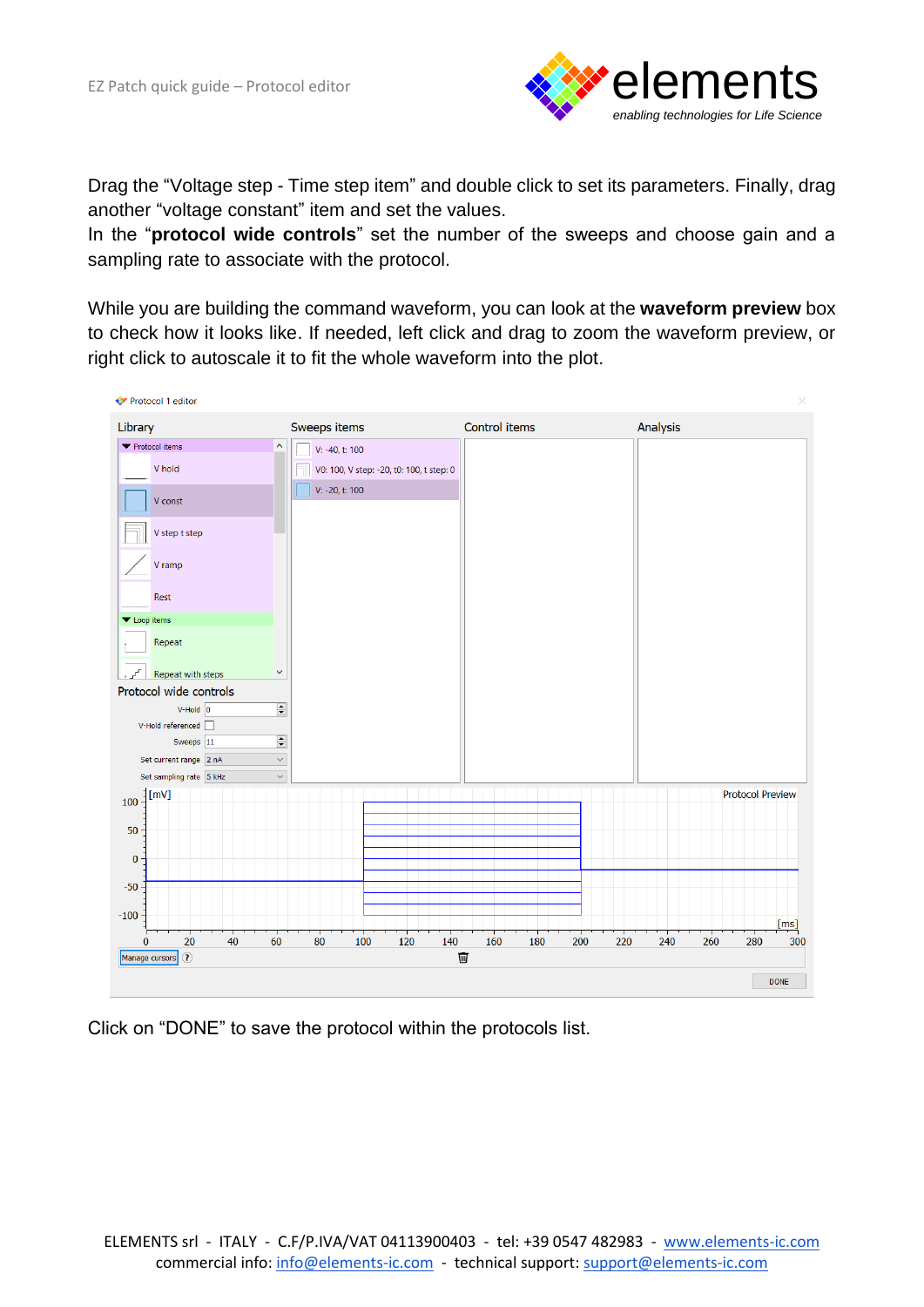Drag the “Voltage step - Time step item” and double click to set its parameters. Finally, drag another “voltage constant” item and set the values.

In the “**protocol wide controls**” set the number of the sweeps and choose gain and a sampling rate to associate with the protocol.

While you are building the command waveform, you can look at the **waveform preview** box to check how it looks like. If needed, left click and drag to zoom the waveform preview, or right click to autoscale it to fit the whole waveform into the plot.

Click on “DONE” to save the protocol within the protocols list.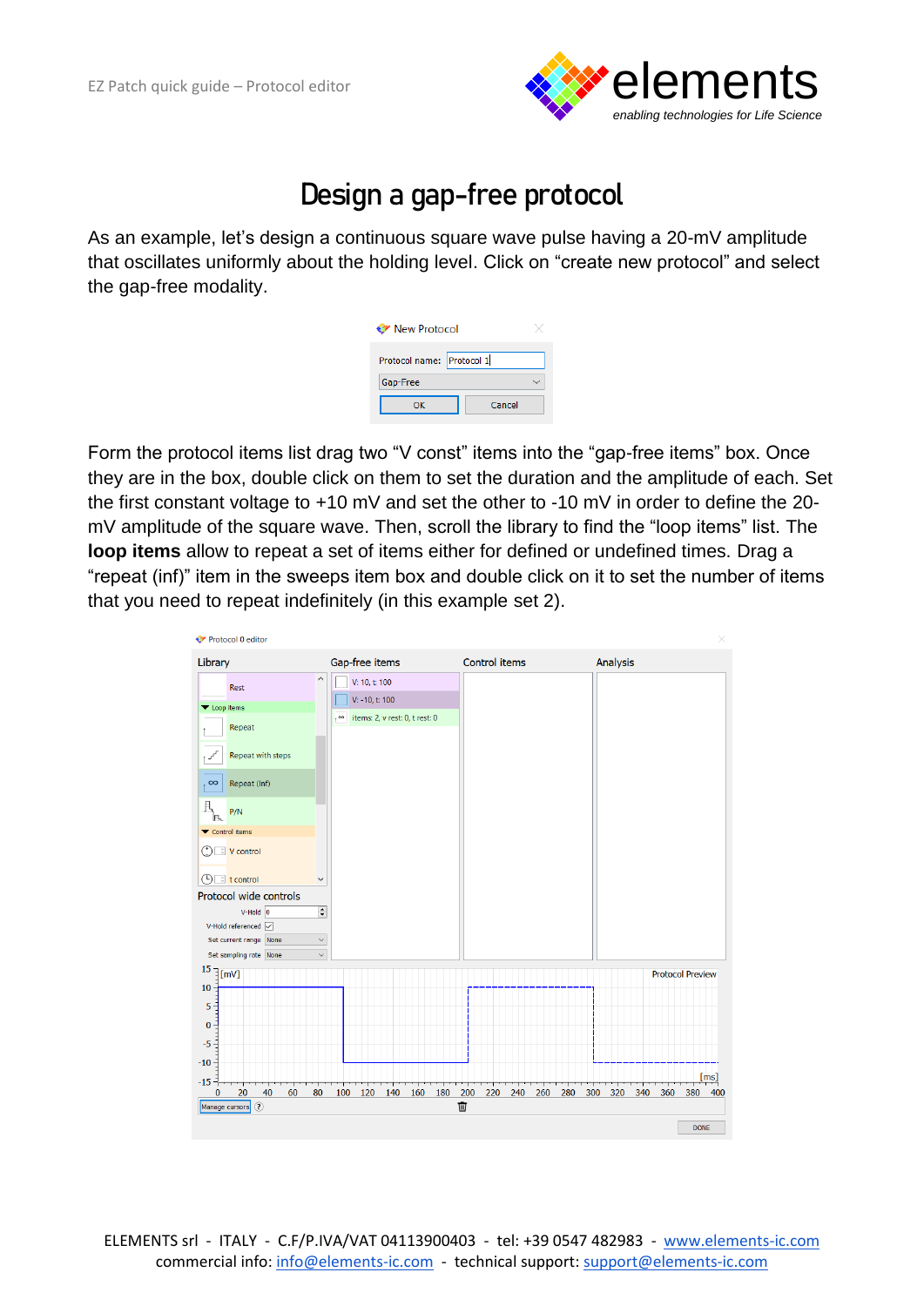# Design a gap-free protocol

As an example, let's design a continuous square wave pulse having a 20-mV amplitude that oscillates uniformly about the holding level. Click on "create new protocol" and select the gap-free modality.

Form the protocol items list drag two "V const" items into the "gap-free items" box. Once they are in the box, double click on them to set the duration and the amplitude of each. Set the first constant voltage to +10 mV and set the other to -10 mV in order to define the 20-mV amplitude of the square wave. Then, scroll the library to find the "loop items" list. The **loop items** allow to repeat a set of items either for defined or undefined times. Drag a "repeat (inf)" item in the sweeps item box and double click on it to set the number of items that you need to repeat indefinitely (in this example set 2).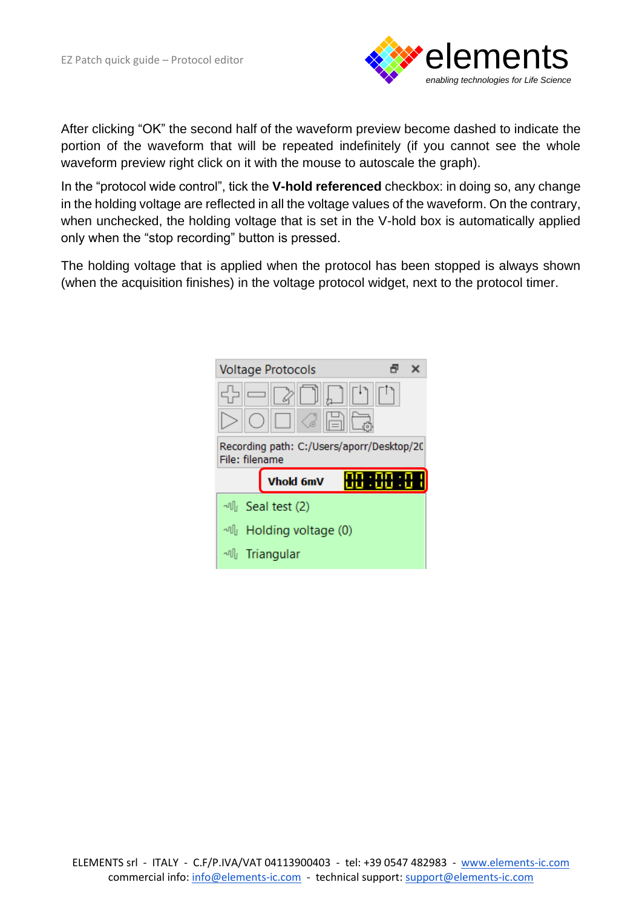After clicking “OK” the second half of the waveform preview become dashed to indicate the portion of the waveform that will be repeated indefinitely (if you cannot see the whole waveform preview right click on it with the mouse to autoscale the graph).

In the “protocol wide control”, tick the **V-hold referenced** checkbox: in doing so, any change in the holding voltage are reflected in all the voltage values of the waveform. On the contrary, when unchecked, the holding voltage that is set in the V-hold box is automatically applied only when the “stop recording” button is pressed.

The holding voltage that is applied when the protocol has been stopped is always shown (when the acquisition finishes) in the voltage protocol widget, next to the protocol timer.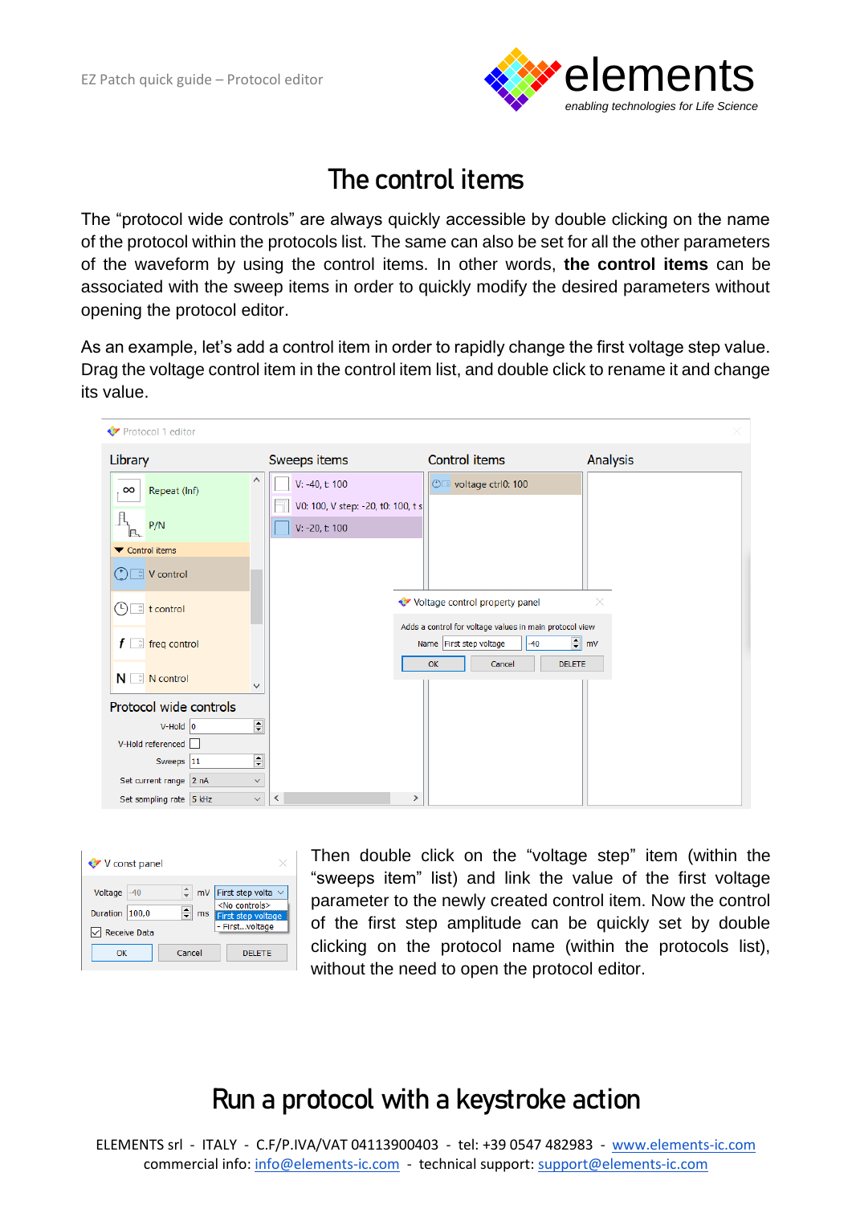# The control items

The “protocol wide controls” are always quickly accessible by double clicking on the name of the protocol within the protocols list. The same can also be set for all the other parameters of the waveform by using the control items. In other words, **the control items** can be associated with the sweep items in order to quickly modify the desired parameters without opening the protocol editor.

As an example, let’s add a control item in order to rapidly change the first voltage step value. Drag the voltage control item in the control item list, and double click to rename it and change its value.

Then double click on the “voltage step” item (within the “sweeps item” list) and link the value of the first voltage parameter to the newly created control item. Now the control of the first step amplitude can be quickly set by double clicking on the protocol name (within the protocols list), without the need to open the protocol editor.

# Run a protocol with a keystroke action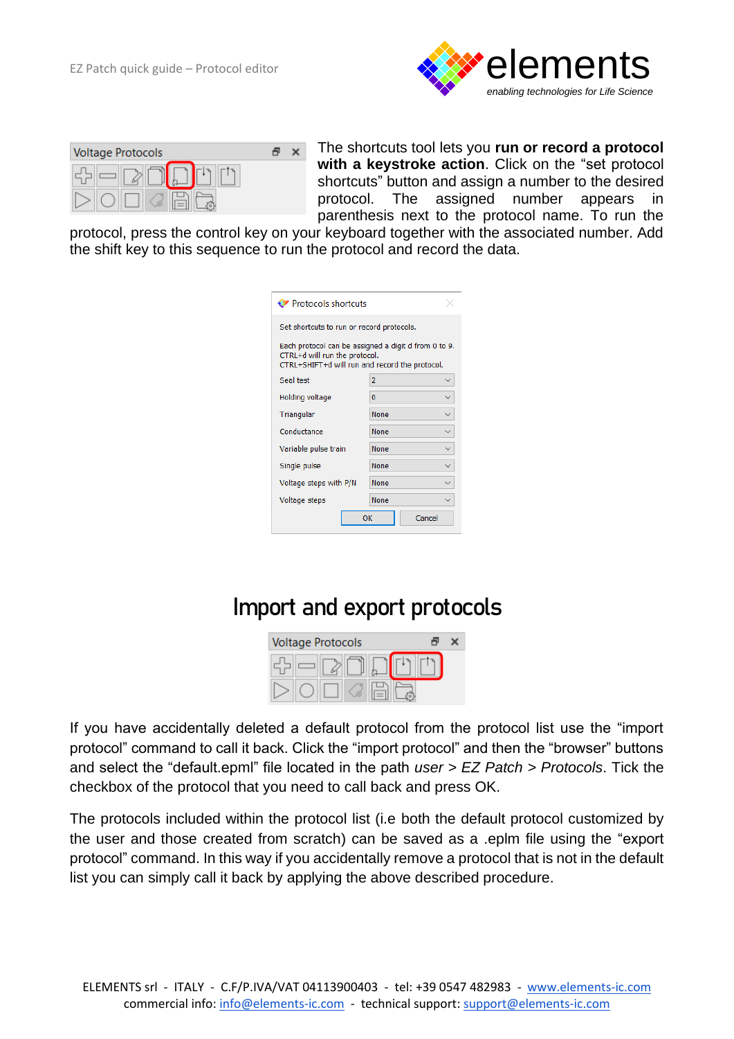The shortcuts tool lets you **run or record a protocol with a keystroke action**. Click on the “set protocol shortcuts” button and assign a number to the desired protocol. The assigned number appears in parenthesis next to the protocol name. To run the protocol, press the control key on your keyboard together with the associated number. Add the shift key to this sequence to run the protocol and record the data.

## Import and export protocols

If you have accidentally deleted a default protocol from the protocol list use the “import protocol” command to call it back. Click the “import protocol” and then the “browser” buttons and select the “default.epml” file located in the path *user* > *EZ Patch* > *Protocols*. Tick the checkbox of the protocol that you need to call back and press OK.

The protocols included within the protocol list (i.e both the default protocol customized by the user and those created from scratch) can be saved as a .eplm file using the “export protocol” command. In this way if you accidentally remove a protocol that is not in the default list you can simply call it back by applying the above described procedure.